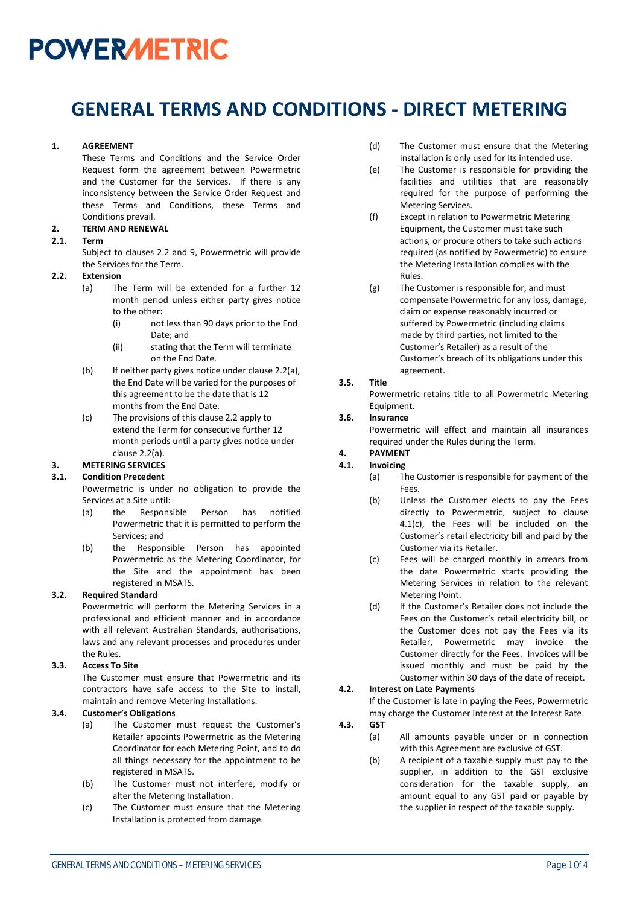POWERMETRIC

# GENERAL TERMS AND CONDITIONS - DIRECT METERING

**1. AGREEMENT**

These Terms and Conditions and the Service Order Request form the agreement between Powermetric and the Customer for the Services. If there is any inconsistency between the Service Order Request and these Terms and Conditions, these Terms and Conditions prevail.

**2. TERM AND RENEWAL**

**2.1. Term**

Subject to clauses 2.2 and 9, Powermetric will provide the Services for the Term.

**2.2. Extension**

(a) The Term will be extended for a further 12 month period unless either party gives notice to the other:

(i) not less than 90 days prior to the End Date; and

(ii) stating that the Term will terminate on the End Date.

(b) If neither party gives notice under clause 2.2(a), the End Date will be varied for the purposes of this agreement to be the date that is 12 months from the End Date.

(c) The provisions of this clause 2.2 apply to extend the Term for consecutive further 12 month periods until a party gives notice under clause 2.2(a).

**3. METERING SERVICES**

**3.1. Condition Precedent**

Powermetric is under no obligation to provide the Services at a Site until:

(a) the Responsible Person has notified Powermetric that it is permitted to perform the Services; and

(b) the Responsible Person has appointed Powermetric as the Metering Coordinator, for the Site and the appointment has been registered in MSATS.

**3.2. Required Standard**

Powermetric will perform the Metering Services in a professional and efficient manner and in accordance with all relevant Australian Standards, authorisations, laws and any relevant processes and procedures under the Rules.

**3.3. Access To Site**

The Customer must ensure that Powermetric and its contractors have safe access to the Site to install, maintain and remove Metering Installations.

**3.4. Customer's Obligations**

(a) The Customer must request the Customer's Retailer appoints Powermetric as the Metering Coordinator for each Metering Point, and to do all things necessary for the appointment to be registered in MSATS.

(b) The Customer must not interfere, modify or alter the Metering Installation.

(c) The Customer must ensure that the Metering Installation is protected from damage.

(d) The Customer must ensure that the Metering Installation is only used for its intended use.

(e) The Customer is responsible for providing the facilities and utilities that are reasonably required for the purpose of performing the Metering Services.

(f) Except in relation to Powermetric Metering Equipment, the Customer must take such actions, or procure others to take such actions required (as notified by Powermetric) to ensure the Metering Installation complies with the Rules.

(g) The Customer is responsible for, and must compensate Powermetric for any loss, damage, claim or expense reasonably incurred or suffered by Powermetric (including claims made by third parties, not limited to the Customer's Retailer) as a result of the Customer's breach of its obligations under this agreement.

**3.5. Title**

Powermetric retains title to all Powermetric Metering Equipment.

**3.6. Insurance**

Powermetric will effect and maintain all insurances required under the Rules during the Term.

**4. PAYMENT**

**4.1. Invoicing**

(a) The Customer is responsible for payment of the Fees.

(b) Unless the Customer elects to pay the Fees directly to Powermetric, subject to clause 4.1(c), the Fees will be included on the Customer's retail electricity bill and paid by the Customer via its Retailer.

(c) Fees will be charged monthly in arrears from the date Powermetric starts providing the Metering Services in relation to the relevant Metering Point.

(d) If the Customer's Retailer does not include the Fees on the Customer's retail electricity bill, or the Customer does not pay the Fees via its Retailer, Powermetric may invoice the Customer directly for the Fees. Invoices will be issued monthly and must be paid by the Customer within 30 days of the date of receipt.

**4.2. Interest on Late Payments**

If the Customer is late in paying the Fees, Powermetric may charge the Customer interest at the Interest Rate.

**4.3. GST**

(a) All amounts payable under or in connection with this Agreement are exclusive of GST.

(b) A recipient of a taxable supply must pay to the supplier, in addition to the GST exclusive consideration for the taxable supply, an amount equal to any GST paid or payable by the supplier in respect of the taxable supply.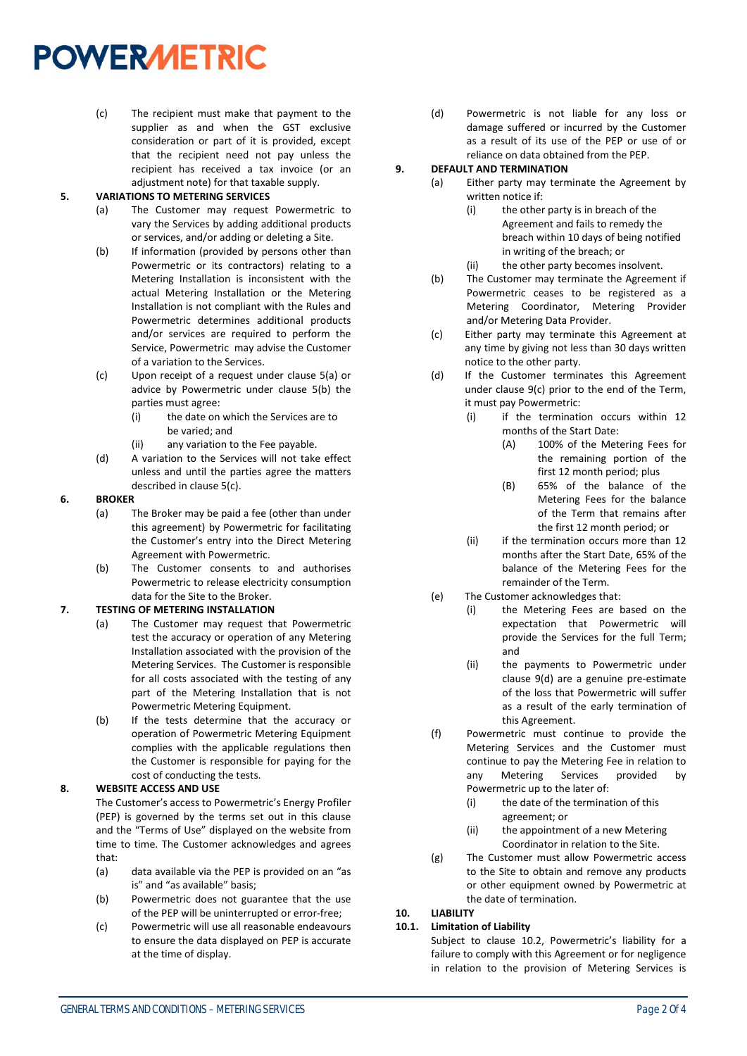(c) The recipient must make that payment to the supplier as and when the GST exclusive consideration or part of it is provided, except that the recipient need not pay unless the recipient has received a tax invoice (or an adjustment note) for that taxable supply.

**5. VARIATIONS TO METERING SERVICES**

(a) The Customer may request Powermetric to vary the Services by adding additional products or services, and/or adding or deleting a Site.

(b) If information (provided by persons other than Powermetric or its contractors) relating to a Metering Installation is inconsistent with the actual Metering Installation or the Metering Installation is not compliant with the Rules and Powermetric determines additional products and/or services are required to perform the Service, Powermetric may advise the Customer of a variation to the Services.

(c) Upon receipt of a request under clause 5(a) or advice by Powermetric under clause 5(b) the parties must agree:

  (i) the date on which the Services are to be varied; and

  (ii) any variation to the Fee payable.

(d) A variation to the Services will not take effect unless and until the parties agree the matters described in clause 5(c).

**6. BROKER**

(a) The Broker may be paid a fee (other than under this agreement) by Powermetric for facilitating the Customer's entry into the Direct Metering Agreement with Powermetric.

(b) The Customer consents to and authorises Powermetric to release electricity consumption data for the Site to the Broker.

**7. TESTING OF METERING INSTALLATION**

(a) The Customer may request that Powermetric test the accuracy or operation of any Metering Installation associated with the provision of the Metering Services. The Customer is responsible for all costs associated with the testing of any part of the Metering Installation that is not Powermetric Metering Equipment.

(b) If the tests determine that the accuracy or operation of Powermetric Metering Equipment complies with the applicable regulations then the Customer is responsible for paying for the cost of conducting the tests.

**8. WEBSITE ACCESS AND USE**

The Customer's access to Powermetric's Energy Profiler (PEP) is governed by the terms set out in this clause and the "Terms of Use" displayed on the website from time to time. The Customer acknowledges and agrees that:

(a) data available via the PEP is provided on an "as is" and "as available" basis;

(b) Powermetric does not guarantee that the use of the PEP will be uninterrupted or error-free;

(c) Powermetric will use all reasonable endeavours to ensure the data displayed on PEP is accurate at the time of display.

(d) Powermetric is not liable for any loss or damage suffered or incurred by the Customer as a result of its use of the PEP or use of or reliance on data obtained from the PEP.

**9. DEFAULT AND TERMINATION**

(a) Either party may terminate the Agreement by written notice if:

  (i) the other party is in breach of the Agreement and fails to remedy the breach within 10 days of being notified in writing of the breach; or

  (ii) the other party becomes insolvent.

(b) The Customer may terminate the Agreement if Powermetric ceases to be registered as a Metering Coordinator, Metering Provider and/or Metering Data Provider.

(c) Either party may terminate this Agreement at any time by giving not less than 30 days written notice to the other party.

(d) If the Customer terminates this Agreement under clause 9(c) prior to the end of the Term, it must pay Powermetric:

  (i) if the termination occurs within 12 months of the Start Date:

    (A) 100% of the Metering Fees for the remaining portion of the first 12 month period; plus

    (B) 65% of the balance of the Metering Fees for the balance of the Term that remains after the first 12 month period; or

  (ii) if the termination occurs more than 12 months after the Start Date, 65% of the balance of the Metering Fees for the remainder of the Term.

(e) The Customer acknowledges that:

  (i) the Metering Fees are based on the expectation that Powermetric will provide the Services for the full Term; and

  (ii) the payments to Powermetric under clause 9(d) are a genuine pre-estimate of the loss that Powermetric will suffer as a result of the early termination of this Agreement.

(f) Powermetric must continue to provide the Metering Services and the Customer must continue to pay the Metering Fee in relation to any Metering Services provided by Powermetric up to the later of:

  (i) the date of the termination of this agreement; or

  (ii) the appointment of a new Metering Coordinator in relation to the Site.

(g) The Customer must allow Powermetric access to the Site to obtain and remove any products or other equipment owned by Powermetric at the date of termination.

**10. LIABILITY**

**10.1. Limitation of Liability**

Subject to clause 10.2, Powermetric's liability for a failure to comply with this Agreement or for negligence in relation to the provision of Metering Services is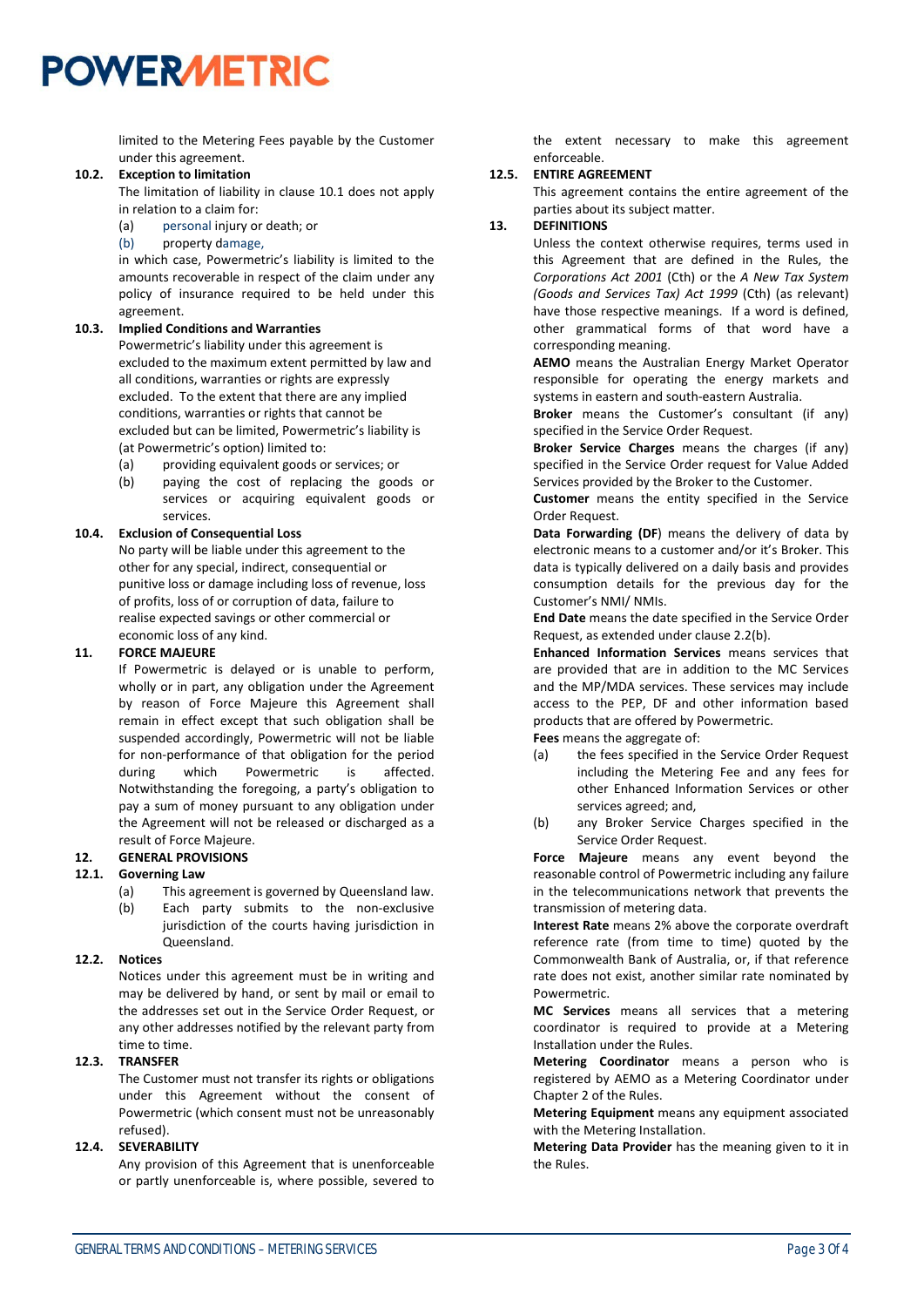limited to the Metering Fees payable by the Customer under this agreement.

**10.2. Exception to limitation**

The limitation of liability in clause 10.1 does not apply in relation to a claim for:

(a) personal injury or death; or

(b) property damage,

in which case, Powermetric's liability is limited to the amounts recoverable in respect of the claim under any policy of insurance required to be held under this agreement.

**10.3. Implied Conditions and Warranties**

Powermetric's liability under this agreement is excluded to the maximum extent permitted by law and all conditions, warranties or rights are expressly excluded. To the extent that there are any implied conditions, warranties or rights that cannot be excluded but can be limited, Powermetric's liability is (at Powermetric's option) limited to:

(a) providing equivalent goods or services; or

(b) paying the cost of replacing the goods or services or acquiring equivalent goods or services.

**10.4. Exclusion of Consequential Loss**

No party will be liable under this agreement to the other for any special, indirect, consequential or punitive loss or damage including loss of revenue, loss of profits, loss of or corruption of data, failure to realise expected savings or other commercial or economic loss of any kind.

## 11. FORCE MAJEURE

If Powermetric is delayed or is unable to perform, wholly or in part, any obligation under the Agreement by reason of Force Majeure this Agreement shall remain in effect except that such obligation shall be suspended accordingly, Powermetric will not be liable for non-performance of that obligation for the period during which Powermetric is affected. Notwithstanding the foregoing, a party's obligation to pay a sum of money pursuant to any obligation under the Agreement will not be released or discharged as a result of Force Majeure.

## 12. GENERAL PROVISIONS

**12.1. Governing Law**

(a) This agreement is governed by Queensland law.

(b) Each party submits to the non-exclusive jurisdiction of the courts having jurisdiction in Queensland.

**12.2. Notices**

Notices under this agreement must be in writing and may be delivered by hand, or sent by mail or email to the addresses set out in the Service Order Request, or any other addresses notified by the relevant party from time to time.

**12.3. TRANSFER**

The Customer must not transfer its rights or obligations under this Agreement without the consent of Powermetric (which consent must not be unreasonably refused).

**12.4. SEVERABILITY**

Any provision of this Agreement that is unenforceable or partly unenforceable is, where possible, severed to the extent necessary to make this agreement enforceable.

**12.5. ENTIRE AGREEMENT**

This agreement contains the entire agreement of the parties about its subject matter.

## 13. DEFINITIONS

Unless the context otherwise requires, terms used in this Agreement that are defined in the Rules, the *Corporations Act 2001* (Cth) or the *A New Tax System (Goods and Services Tax) Act 1999* (Cth) (as relevant) have those respective meanings. If a word is defined, other grammatical forms of that word have a corresponding meaning.

**AEMO** means the Australian Energy Market Operator responsible for operating the energy markets and systems in eastern and south-eastern Australia.

**Broker** means the Customer's consultant (if any) specified in the Service Order Request.

**Broker Service Charges** means the charges (if any) specified in the Service Order request for Value Added Services provided by the Broker to the Customer.

**Customer** means the entity specified in the Service Order Request.

**Data Forwarding (DF**) means the delivery of data by electronic means to a customer and/or it's Broker. This data is typically delivered on a daily basis and provides consumption details for the previous day for the Customer's NMI/ NMIs.

**End Date** means the date specified in the Service Order Request, as extended under clause 2.2(b).

**Enhanced Information Services** means services that are provided that are in addition to the MC Services and the MP/MDA services. These services may include access to the PEP, DF and other information based products that are offered by Powermetric.

**Fees** means the aggregate of:

(a) the fees specified in the Service Order Request including the Metering Fee and any fees for other Enhanced Information Services or other services agreed; and,

(b) any Broker Service Charges specified in the Service Order Request.

**Force Majeure** means any event beyond the reasonable control of Powermetric including any failure in the telecommunications network that prevents the transmission of metering data.

**Interest Rate** means 2% above the corporate overdraft reference rate (from time to time) quoted by the Commonwealth Bank of Australia, or, if that reference rate does not exist, another similar rate nominated by Powermetric.

**MC Services** means all services that a metering coordinator is required to provide at a Metering Installation under the Rules.

**Metering Coordinator** means a person who is registered by AEMO as a Metering Coordinator under Chapter 2 of the Rules.

**Metering Equipment** means any equipment associated with the Metering Installation.

**Metering Data Provider** has the meaning given to it in the Rules.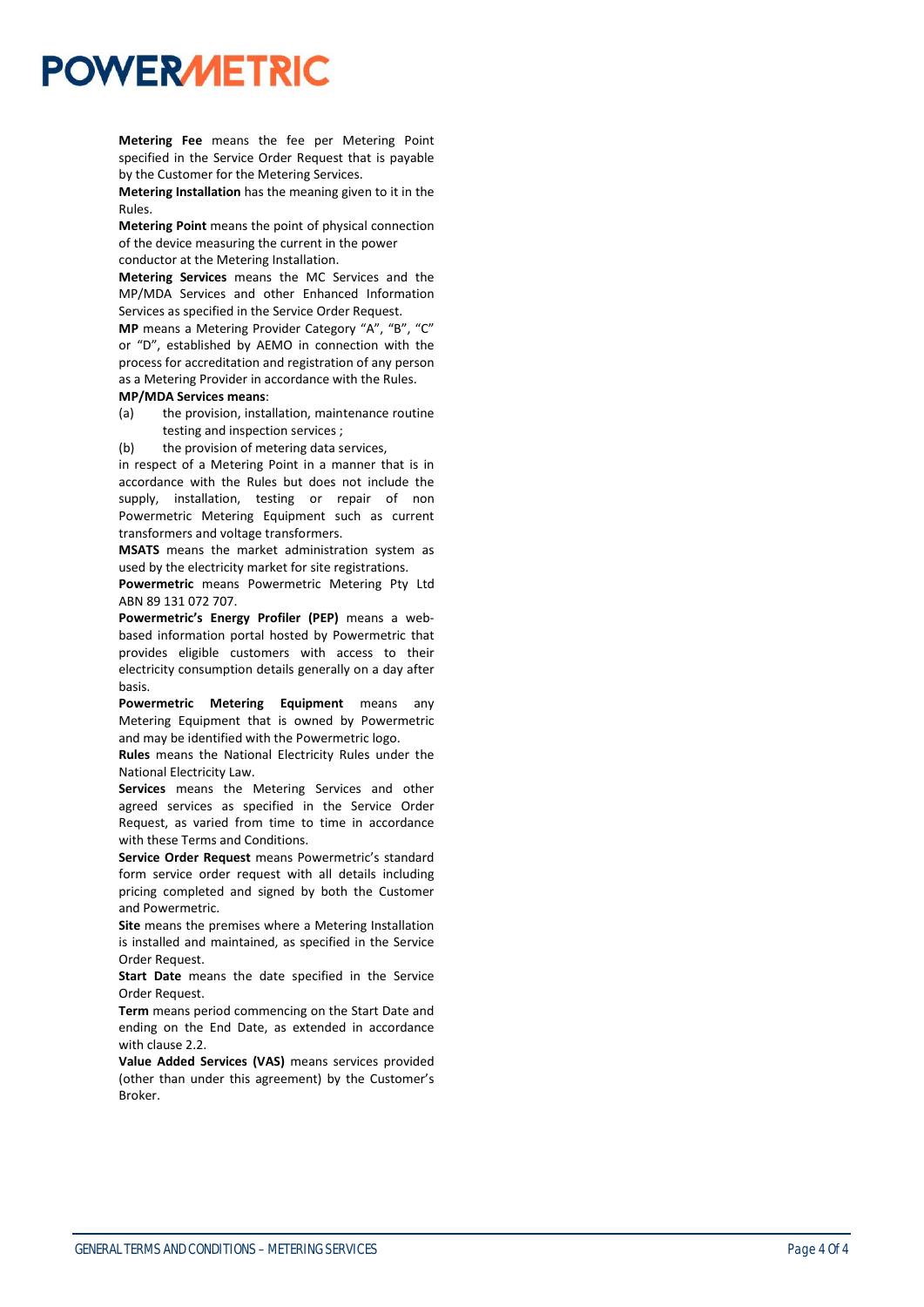**Metering Fee** means the fee per Metering Point specified in the Service Order Request that is payable by the Customer for the Metering Services.

**Metering Installation** has the meaning given to it in the Rules.

**Metering Point** means the point of physical connection of the device measuring the current in the power conductor at the Metering Installation.

**Metering Services** means the MC Services and the MP/MDA Services and other Enhanced Information Services as specified in the Service Order Request.

**MP** means a Metering Provider Category "A", "B", "C" or "D", established by AEMO in connection with the process for accreditation and registration of any person as a Metering Provider in accordance with the Rules.

**MP/MDA Services means**:

(a) the provision, installation, maintenance routine testing and inspection services ;

(b) the provision of metering data services,

in respect of a Metering Point in a manner that is in accordance with the Rules but does not include the supply, installation, testing or repair of non Powermetric Metering Equipment such as current transformers and voltage transformers.

**MSATS** means the market administration system as used by the electricity market for site registrations.

**Powermetric** means Powermetric Metering Pty Ltd ABN 89 131 072 707.

**Powermetric's Energy Profiler (PEP)** means a web-based information portal hosted by Powermetric that provides eligible customers with access to their electricity consumption details generally on a day after basis.

**Powermetric Metering Equipment** means any Metering Equipment that is owned by Powermetric and may be identified with the Powermetric logo.

**Rules** means the National Electricity Rules under the National Electricity Law.

**Services** means the Metering Services and other agreed services as specified in the Service Order Request, as varied from time to time in accordance with these Terms and Conditions.

**Service Order Request** means Powermetric's standard form service order request with all details including pricing completed and signed by both the Customer and Powermetric.

**Site** means the premises where a Metering Installation is installed and maintained, as specified in the Service Order Request.

**Start Date** means the date specified in the Service Order Request.

**Term** means period commencing on the Start Date and ending on the End Date, as extended in accordance with clause 2.2.

**Value Added Services (VAS)** means services provided (other than under this agreement) by the Customer's Broker.